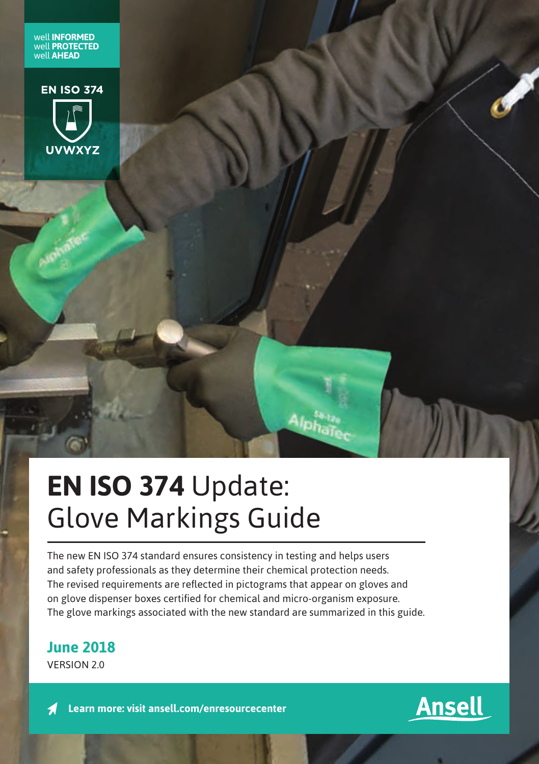well **INFORMED**
well **PROTECTED**
well **AHEAD**

**EN ISO 374**

**UVWXYZ**

# **EN ISO 374** Update: Glove Markings Guide

The new EN ISO 374 standard ensures consistency in testing and helps users and safety professionals as they determine their chemical protection needs. The revised requirements are reflected in pictograms that appear on gloves and on glove dispenser boxes certified for chemical and micro-organism exposure. The glove markings associated with the new standard are summarized in this guide.

**June 2018**
VERSION 2.0

**Learn more: visit ansell.com/enresourcecenter**

Ansell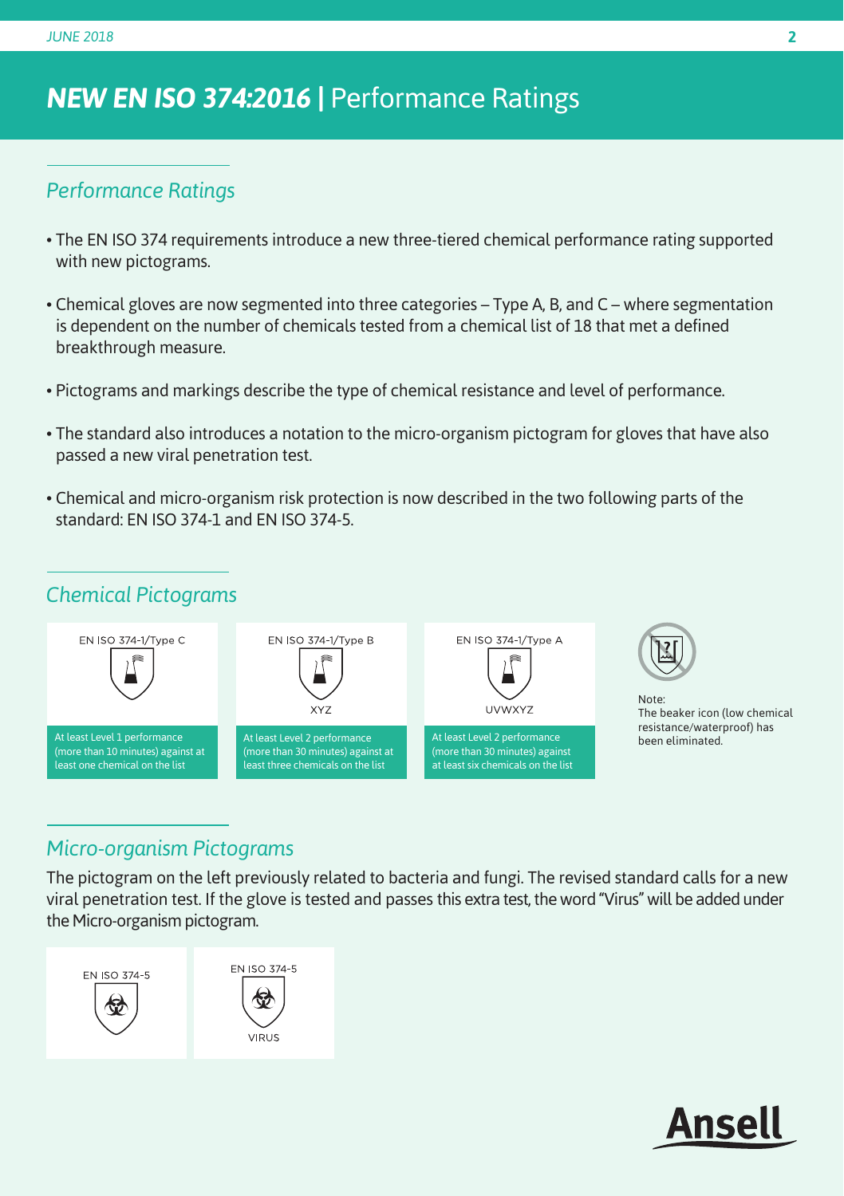# *NEW EN ISO 374:2016* | Performance Ratings

## *Performance Ratings*

- The EN ISO 374 requirements introduce a new three-tiered chemical performance rating supported with new pictograms.
- Chemical gloves are now segmented into three categories – Type A, B, and C – where segmentation is dependent on the number of chemicals tested from a chemical list of 18 that met a defined breakthrough measure.
- Pictograms and markings describe the type of chemical resistance and level of performance.
- The standard also introduces a notation to the micro-organism pictogram for gloves that have also passed a new viral penetration test.
- Chemical and micro-organism risk protection is now described in the two following parts of the standard: EN ISO 374-1 and EN ISO 374-5.

## *Chemical Pictograms*

EN ISO 374-1/Type C

At least Level 1 performance (more than 10 minutes) against at least one chemical on the list

EN ISO 374-1/Type B

XYZ

At least Level 2 performance (more than 30 minutes) against at least three chemicals on the list

EN ISO 374-1/Type A

UVWXYZ

At least Level 2 performance (more than 30 minutes) against at least six chemicals on the list

Note:
The beaker icon (low chemical resistance/waterproof) has been eliminated.

## *Micro-organism Pictograms*

The pictogram on the left previously related to bacteria and fungi. The revised standard calls for a new viral penetration test. If the glove is tested and passes this extra test, the word "Virus" will be added under the Micro-organism pictogram.

EN ISO 374-5

EN ISO 374-5

VIRUS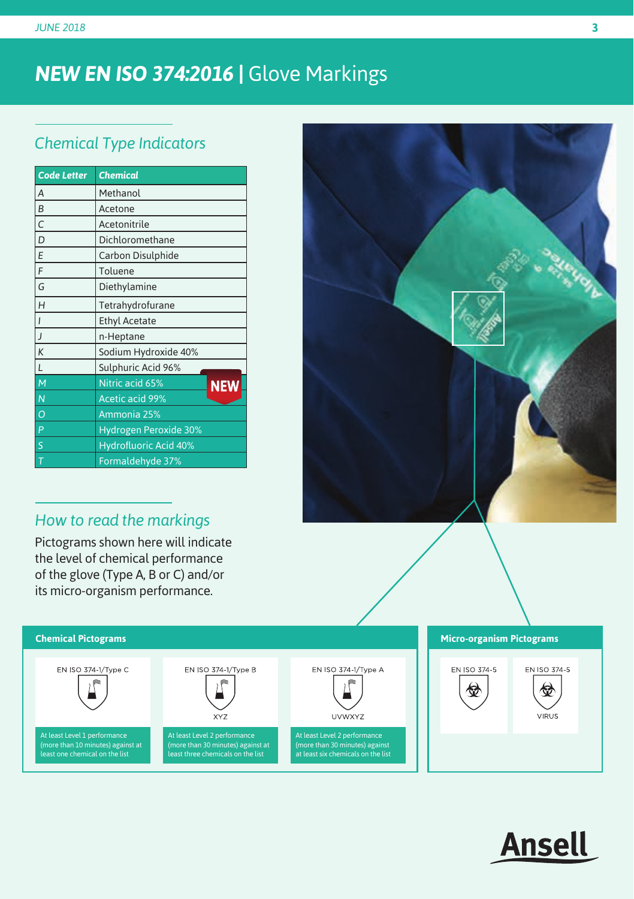# *NEW EN ISO 374:2016* | Glove Markings

## *Chemical Type Indicators*

| Code Letter | Chemical |
|---|---|
| A | Methanol |
| B | Acetone |
| C | Acetonitrile |
| D | Dichloromethane |
| E | Carbon Disulphide |
| F | Toluene |
| G | Diethylamine |
| H | Tetrahydrofurane |
| I | Ethyl Acetate |
| J | n-Heptane |
| K | Sodium Hydroxide 40% |
| L | Sulphuric Acid 96% |
| M | Nitric acid 65% |
| N | Acetic acid 99% |
| O | Ammonia 25% |
| P | Hydrogen Peroxide 30% |
| S | Hydrofluoric Acid 40% |
| T | Formaldehyde 37% |

**NEW**

## *How to read the markings*

Pictograms shown here will indicate the level of chemical performance of the glove (Type A, B or C) and/or its micro-organism performance.

### Chemical Pictograms

**EN ISO 374-1/Type C**

At least Level 1 performance (more than 10 minutes) against at least one chemical on the list

**EN ISO 374-1/Type B**

XYZ

At least Level 2 performance (more than 30 minutes) against at least three chemicals on the list

**EN ISO 374-1/Type A**

UVWXYZ

At least Level 2 performance (more than 30 minutes) against at least six chemicals on the list

### Micro-organism Pictograms

**EN ISO 374-5**

**EN ISO 374-5**

VIRUS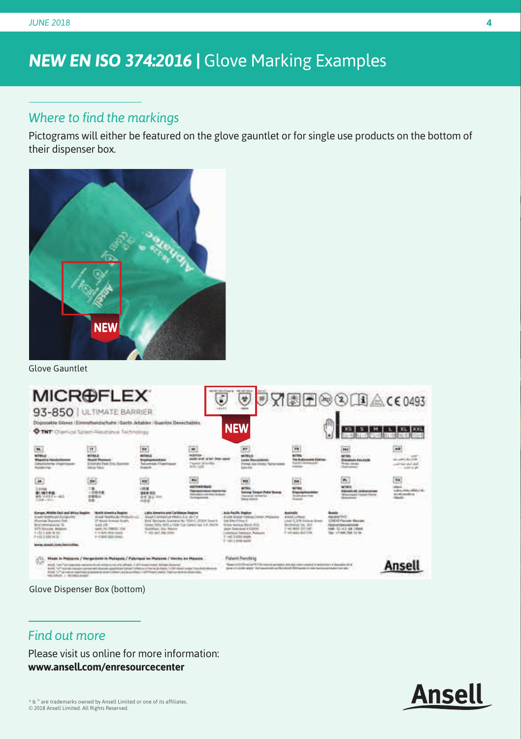# NEW EN ISO 374:2016 | Glove Marking Examples

## Where to find the markings

Pictograms will either be featured on the glove gauntlet or for single use products on the bottom of their dispenser box.

Glove Gauntlet

Glove Dispenser Box (bottom)

## Find out more

Please visit us online for more information:
**www.ansell.com/enresourcecenter**

® & ™ are trademarks owned by Ansell Limited or one of its affiliates.
© 2018 Ansell Limited. All Rights Reserved.